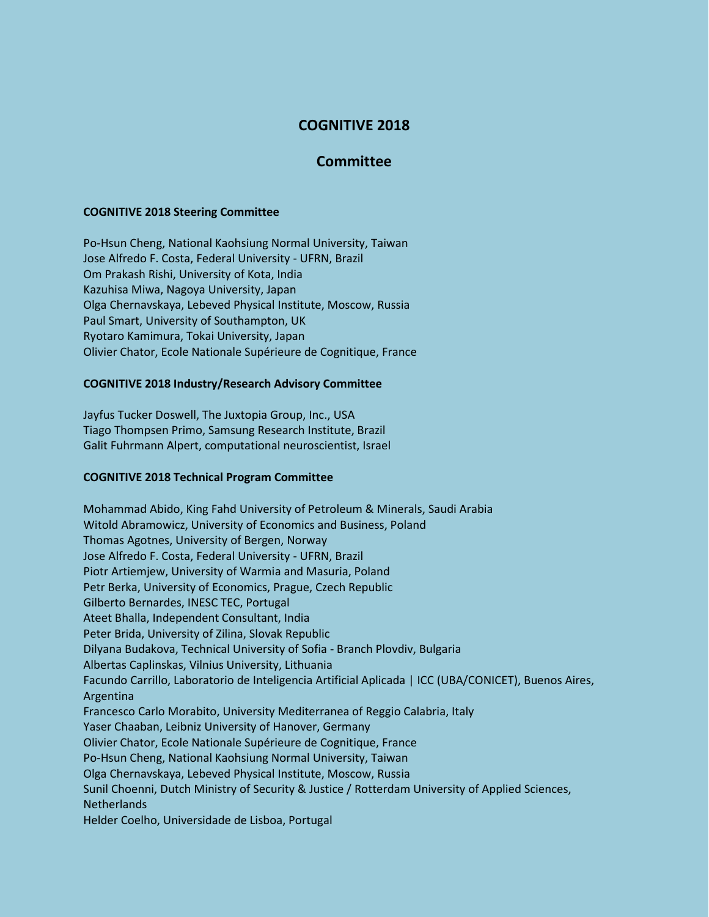# COGNITIVE 2018

## Committee

### COGNITIVE 2018 Steering Committee

Po-Hsun Cheng, National Kaohsiung Normal University, Taiwan
Jose Alfredo F. Costa, Federal University - UFRN, Brazil
Om Prakash Rishi, University of Kota, India
Kazuhisa Miwa, Nagoya University, Japan
Olga Chernavskaya, Lebeved Physical Institute, Moscow, Russia
Paul Smart, University of Southampton, UK
Ryotaro Kamimura, Tokai University, Japan
Olivier Chator, Ecole Nationale Supérieure de Cognitique, France

### COGNITIVE 2018 Industry/Research Advisory Committee

Jayfus Tucker Doswell, The Juxtopia Group, Inc., USA
Tiago Thompsen Primo, Samsung Research Institute, Brazil
Galit Fuhrmann Alpert, computational neuroscientist, Israel

### COGNITIVE 2018 Technical Program Committee

Mohammad Abido, King Fahd University of Petroleum & Minerals, Saudi Arabia
Witold Abramowicz, University of Economics and Business, Poland
Thomas Agotnes, University of Bergen, Norway
Jose Alfredo F. Costa, Federal University - UFRN, Brazil
Piotr Artiemjew, University of Warmia and Masuria, Poland
Petr Berka, University of Economics, Prague, Czech Republic
Gilberto Bernardes, INESC TEC, Portugal
Ateet Bhalla, Independent Consultant, India
Peter Brida, University of Zilina, Slovak Republic
Dilyana Budakova, Technical University of Sofia - Branch Plovdiv, Bulgaria
Albertas Caplinskas, Vilnius University, Lithuania
Facundo Carrillo, Laboratorio de Inteligencia Artificial Aplicada | ICC (UBA/CONICET), Buenos Aires, Argentina
Francesco Carlo Morabito, University Mediterranea of Reggio Calabria, Italy
Yaser Chaaban, Leibniz University of Hanover, Germany
Olivier Chator, Ecole Nationale Supérieure de Cognitique, France
Po-Hsun Cheng, National Kaohsiung Normal University, Taiwan
Olga Chernavskaya, Lebeved Physical Institute, Moscow, Russia
Sunil Choenni, Dutch Ministry of Security & Justice / Rotterdam University of Applied Sciences, Netherlands
Helder Coelho, Universidade de Lisboa, Portugal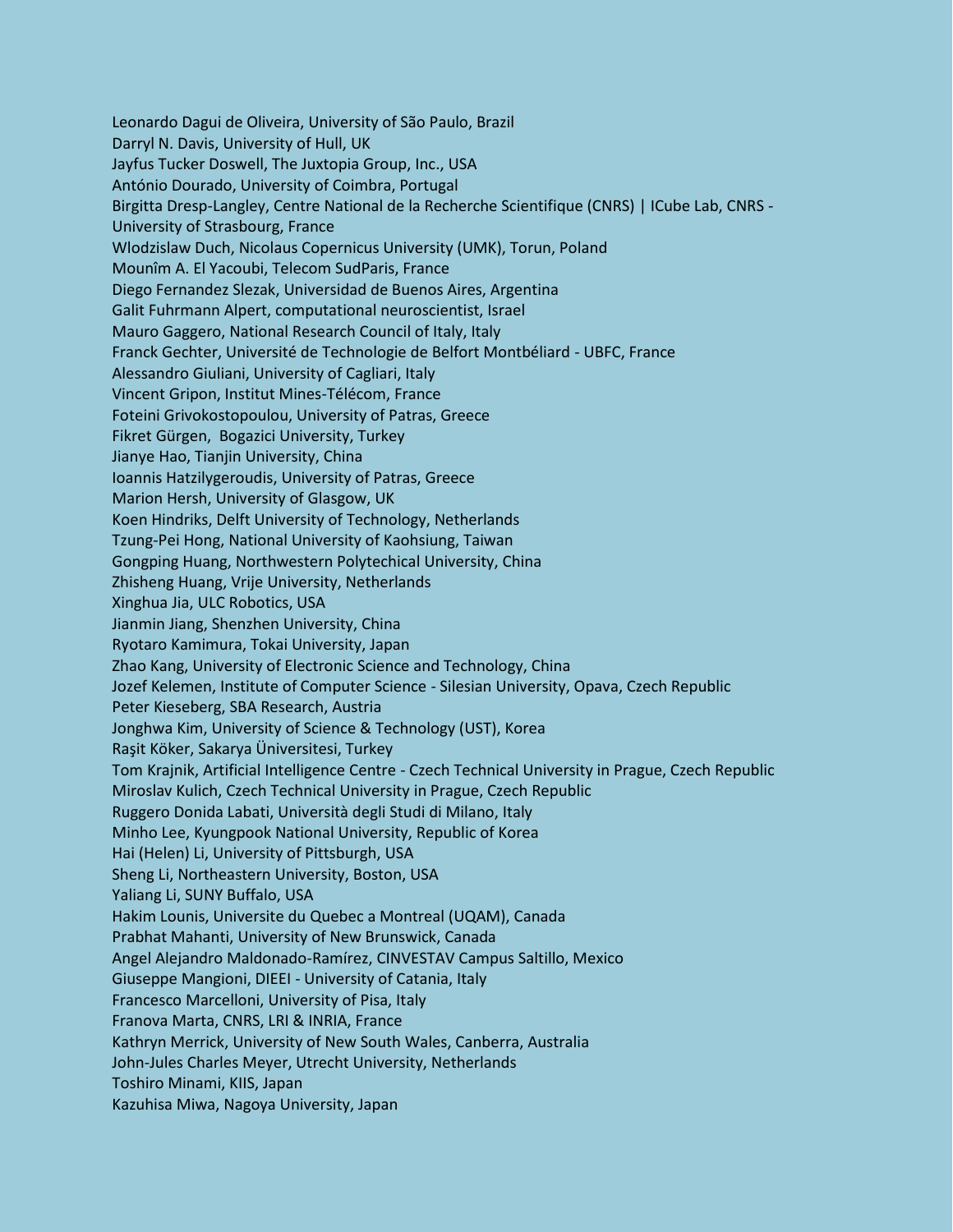Leonardo Dagui de Oliveira, University of São Paulo, Brazil
Darryl N. Davis, University of Hull, UK
Jayfus Tucker Doswell, The Juxtopia Group, Inc., USA
António Dourado, University of Coimbra, Portugal
Birgitta Dresp-Langley, Centre National de la Recherche Scientifique (CNRS) | ICube Lab, CNRS - University of Strasbourg, France
Wlodzislaw Duch, Nicolaus Copernicus University (UMK), Torun, Poland
Mounîm A. El Yacoubi, Telecom SudParis, France
Diego Fernandez Slezak, Universidad de Buenos Aires, Argentina
Galit Fuhrmann Alpert, computational neuroscientist, Israel
Mauro Gaggero, National Research Council of Italy, Italy
Franck Gechter, Université de Technologie de Belfort Montbéliard - UBFC, France
Alessandro Giuliani, University of Cagliari, Italy
Vincent Gripon, Institut Mines-Télécom, France
Foteini Grivokostopoulou, University of Patras, Greece
Fikret Gürgen, Bogazici University, Turkey
Jianye Hao, Tianjin University, China
Ioannis Hatzilygeroudis, University of Patras, Greece
Marion Hersh, University of Glasgow, UK
Koen Hindriks, Delft University of Technology, Netherlands
Tzung-Pei Hong, National University of Kaohsiung, Taiwan
Gongping Huang, Northwestern Polytechical University, China
Zhisheng Huang, Vrije University, Netherlands
Xinghua Jia, ULC Robotics, USA
Jianmin Jiang, Shenzhen University, China
Ryotaro Kamimura, Tokai University, Japan
Zhao Kang, University of Electronic Science and Technology, China
Jozef Kelemen, Institute of Computer Science - Silesian University, Opava, Czech Republic
Peter Kieseberg, SBA Research, Austria
Jonghwa Kim, University of Science & Technology (UST), Korea
Raşit Köker, Sakarya Üniversitesi, Turkey
Tom Krajnik, Artificial Intelligence Centre - Czech Technical University in Prague, Czech Republic
Miroslav Kulich, Czech Technical University in Prague, Czech Republic
Ruggero Donida Labati, Università degli Studi di Milano, Italy
Minho Lee, Kyungpook National University, Republic of Korea
Hai (Helen) Li, University of Pittsburgh, USA
Sheng Li, Northeastern University, Boston, USA
Yaliang Li, SUNY Buffalo, USA
Hakim Lounis, Universite du Quebec a Montreal (UQAM), Canada
Prabhat Mahanti, University of New Brunswick, Canada
Angel Alejandro Maldonado-Ramírez, CINVESTAV Campus Saltillo, Mexico
Giuseppe Mangioni, DIEEI - University of Catania, Italy
Francesco Marcelloni, University of Pisa, Italy
Franova Marta, CNRS, LRI & INRIA, France
Kathryn Merrick, University of New South Wales, Canberra, Australia
John-Jules Charles Meyer, Utrecht University, Netherlands
Toshiro Minami, KIIS, Japan
Kazuhisa Miwa, Nagoya University, Japan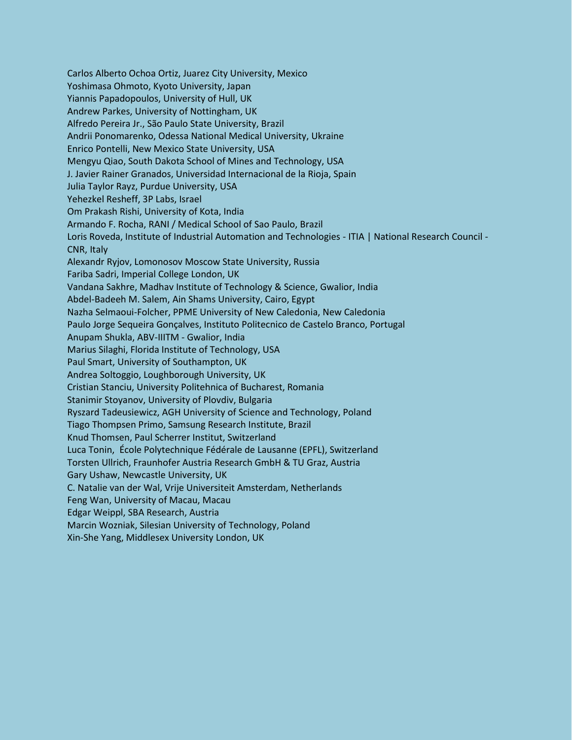Carlos Alberto Ochoa Ortiz, Juarez City University, Mexico
Yoshimasa Ohmoto, Kyoto University, Japan
Yiannis Papadopoulos, University of Hull, UK
Andrew Parkes, University of Nottingham, UK
Alfredo Pereira Jr., São Paulo State University, Brazil
Andrii Ponomarenko, Odessa National Medical University, Ukraine
Enrico Pontelli, New Mexico State University, USA
Mengyu Qiao, South Dakota School of Mines and Technology, USA
J. Javier Rainer Granados, Universidad Internacional de la Rioja, Spain
Julia Taylor Rayz, Purdue University, USA
Yehezkel Resheff, 3P Labs, Israel
Om Prakash Rishi, University of Kota, India
Armando F. Rocha, RANI / Medical School of Sao Paulo, Brazil
Loris Roveda, Institute of Industrial Automation and Technologies - ITIA | National Research Council - CNR, Italy
Alexandr Ryjov, Lomonosov Moscow State University, Russia
Fariba Sadri, Imperial College London, UK
Vandana Sakhre, Madhav Institute of Technology & Science, Gwalior, India
Abdel-Badeeh M. Salem, Ain Shams University, Cairo, Egypt
Nazha Selmaoui-Folcher, PPME University of New Caledonia, New Caledonia
Paulo Jorge Sequeira Gonçalves, Instituto Politecnico de Castelo Branco, Portugal
Anupam Shukla, ABV-IIITM - Gwalior, India
Marius Silaghi, Florida Institute of Technology, USA
Paul Smart, University of Southampton, UK
Andrea Soltoggio, Loughborough University, UK
Cristian Stanciu, University Politehnica of Bucharest, Romania
Stanimir Stoyanov, University of Plovdiv, Bulgaria
Ryszard Tadeusiewicz, AGH University of Science and Technology, Poland
Tiago Thompsen Primo, Samsung Research Institute, Brazil
Knud Thomsen, Paul Scherrer Institut, Switzerland
Luca Tonin, École Polytechnique Fédérale de Lausanne (EPFL), Switzerland
Torsten Ullrich, Fraunhofer Austria Research GmbH & TU Graz, Austria
Gary Ushaw, Newcastle University, UK
C. Natalie van der Wal, Vrije Universiteit Amsterdam, Netherlands
Feng Wan, University of Macau, Macau
Edgar Weippl, SBA Research, Austria
Marcin Wozniak, Silesian University of Technology, Poland
Xin-She Yang, Middlesex University London, UK